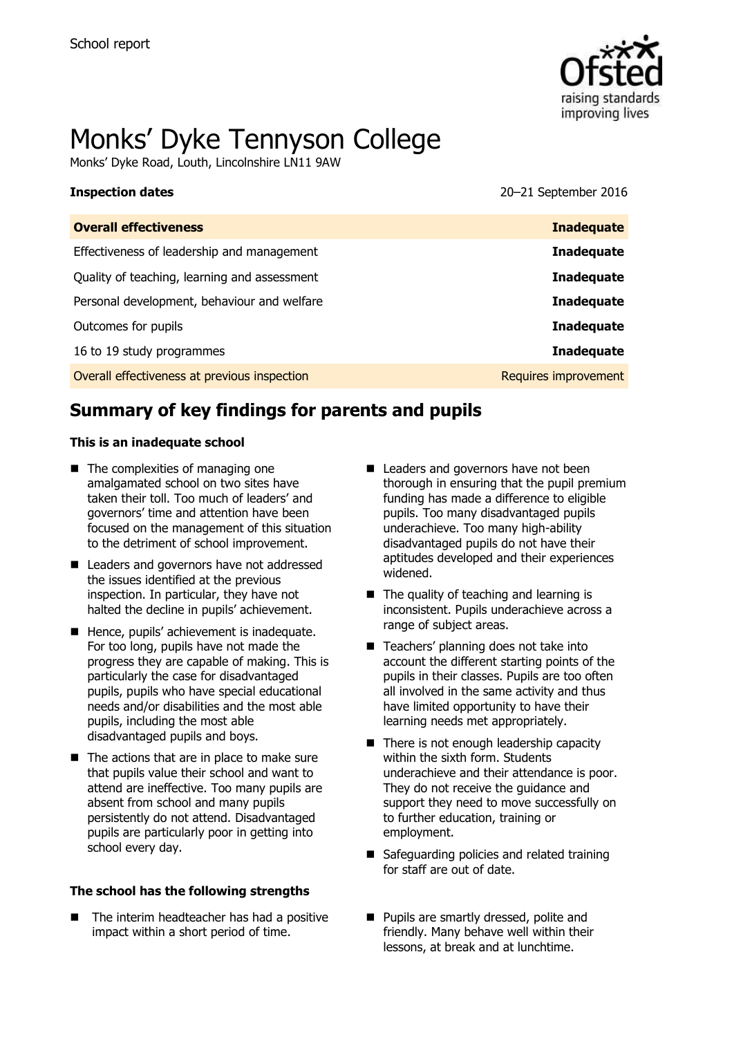School report

# Monks' Dyke Tennyson College

Monks' Dyke Road, Louth, Lincolnshire LN11 9AW

**Inspection dates** 20–21 September 2016

| **Overall effectiveness** | **Inadequate** |
| --- | --- |
| Effectiveness of leadership and management | **Inadequate** |
| Quality of teaching, learning and assessment | **Inadequate** |
| Personal development, behaviour and welfare | **Inadequate** |
| Outcomes for pupils | **Inadequate** |
| 16 to 19 study programmes | **Inadequate** |
| Overall effectiveness at previous inspection | Requires improvement |

## Summary of key findings for parents and pupils

**This is an inadequate school**

- The complexities of managing one amalgamated school on two sites have taken their toll. Too much of leaders' and governors' time and attention have been focused on the management of this situation to the detriment of school improvement.
- Leaders and governors have not addressed the issues identified at the previous inspection. In particular, they have not halted the decline in pupils' achievement.
- Hence, pupils' achievement is inadequate. For too long, pupils have not made the progress they are capable of making. This is particularly the case for disadvantaged pupils, pupils who have special educational needs and/or disabilities and the most able pupils, including the most able disadvantaged pupils and boys.
- The actions that are in place to make sure that pupils value their school and want to attend are ineffective. Too many pupils are absent from school and many pupils persistently do not attend. Disadvantaged pupils are particularly poor in getting into school every day.
- Leaders and governors have not been thorough in ensuring that the pupil premium funding has made a difference to eligible pupils. Too many disadvantaged pupils underachieve. Too many high-ability disadvantaged pupils do not have their aptitudes developed and their experiences widened.
- The quality of teaching and learning is inconsistent. Pupils underachieve across a range of subject areas.
- Teachers' planning does not take into account the different starting points of the pupils in their classes. Pupils are too often all involved in the same activity and thus have limited opportunity to have their learning needs met appropriately.
- There is not enough leadership capacity within the sixth form. Students underachieve and their attendance is poor. They do not receive the guidance and support they need to move successfully on to further education, training or employment.
- Safeguarding policies and related training for staff are out of date.

**The school has the following strengths**

- The interim headteacher has had a positive impact within a short period of time.
- Pupils are smartly dressed, polite and friendly. Many behave well within their lessons, at break and at lunchtime.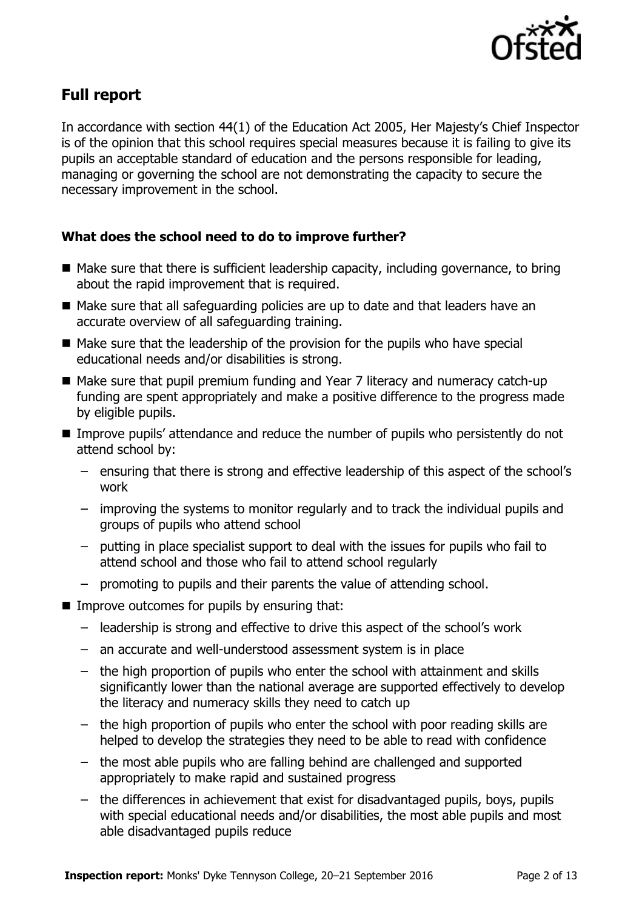## Full report

In accordance with section 44(1) of the Education Act 2005, Her Majesty's Chief Inspector is of the opinion that this school requires special measures because it is failing to give its pupils an acceptable standard of education and the persons responsible for leading, managing or governing the school are not demonstrating the capacity to secure the necessary improvement in the school.

### What does the school need to do to improve further?

- Make sure that there is sufficient leadership capacity, including governance, to bring about the rapid improvement that is required.
- Make sure that all safeguarding policies are up to date and that leaders have an accurate overview of all safeguarding training.
- Make sure that the leadership of the provision for the pupils who have special educational needs and/or disabilities is strong.
- Make sure that pupil premium funding and Year 7 literacy and numeracy catch-up funding are spent appropriately and make a positive difference to the progress made by eligible pupils.
- Improve pupils' attendance and reduce the number of pupils who persistently do not attend school by:
  - ensuring that there is strong and effective leadership of this aspect of the school's work
  - improving the systems to monitor regularly and to track the individual pupils and groups of pupils who attend school
  - putting in place specialist support to deal with the issues for pupils who fail to attend school and those who fail to attend school regularly
  - promoting to pupils and their parents the value of attending school.
- Improve outcomes for pupils by ensuring that:
  - leadership is strong and effective to drive this aspect of the school's work
  - an accurate and well-understood assessment system is in place
  - the high proportion of pupils who enter the school with attainment and skills significantly lower than the national average are supported effectively to develop the literacy and numeracy skills they need to catch up
  - the high proportion of pupils who enter the school with poor reading skills are helped to develop the strategies they need to be able to read with confidence
  - the most able pupils who are falling behind are challenged and supported appropriately to make rapid and sustained progress
  - the differences in achievement that exist for disadvantaged pupils, boys, pupils with special educational needs and/or disabilities, the most able pupils and most able disadvantaged pupils reduce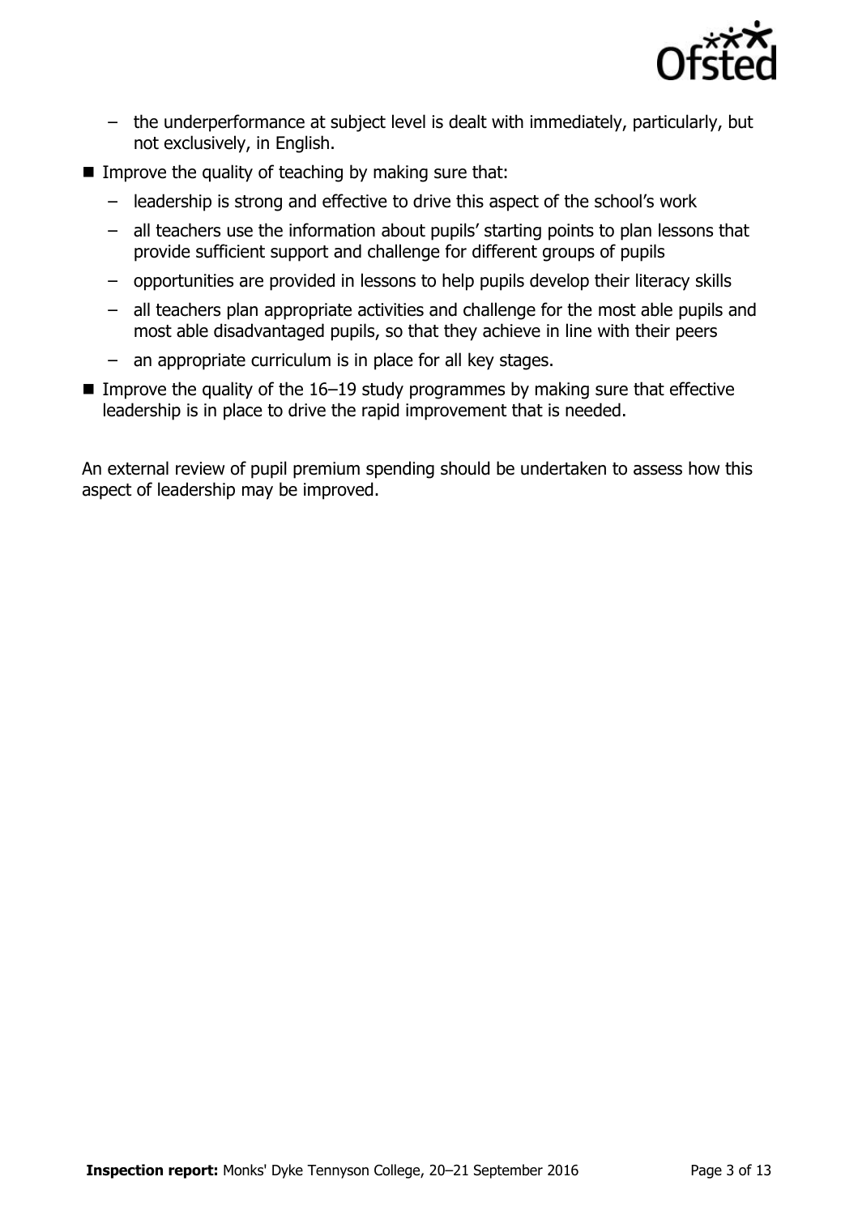- the underperformance at subject level is dealt with immediately, particularly, but not exclusively, in English.
- Improve the quality of teaching by making sure that:
  - leadership is strong and effective to drive this aspect of the school's work
  - all teachers use the information about pupils' starting points to plan lessons that provide sufficient support and challenge for different groups of pupils
  - opportunities are provided in lessons to help pupils develop their literacy skills
  - all teachers plan appropriate activities and challenge for the most able pupils and most able disadvantaged pupils, so that they achieve in line with their peers
  - an appropriate curriculum is in place for all key stages.
- Improve the quality of the 16–19 study programmes by making sure that effective leadership is in place to drive the rapid improvement that is needed.

An external review of pupil premium spending should be undertaken to assess how this aspect of leadership may be improved.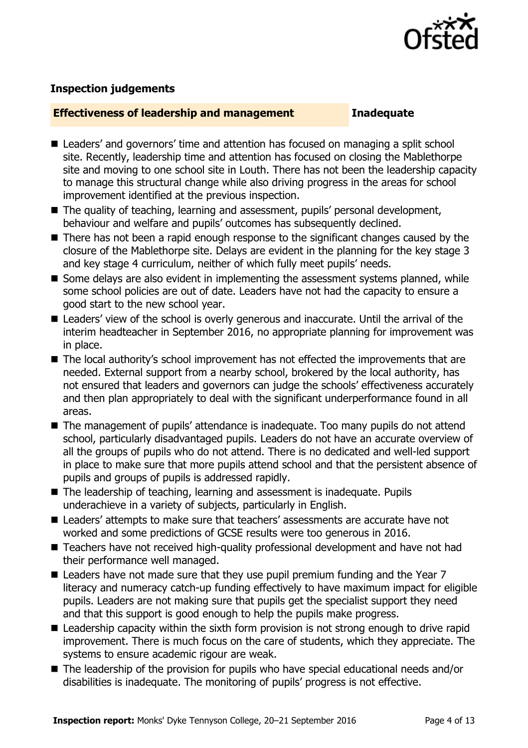### Inspection judgements

| **Effectiveness of leadership and management** | **Inadequate** |
| --- | --- |

- Leaders' and governors' time and attention has focused on managing a split school site. Recently, leadership time and attention has focused on closing the Mablethorpe site and moving to one school site in Louth. There has not been the leadership capacity to manage this structural change while also driving progress in the areas for school improvement identified at the previous inspection.
- The quality of teaching, learning and assessment, pupils' personal development, behaviour and welfare and pupils' outcomes has subsequently declined.
- There has not been a rapid enough response to the significant changes caused by the closure of the Mablethorpe site. Delays are evident in the planning for the key stage 3 and key stage 4 curriculum, neither of which fully meet pupils' needs.
- Some delays are also evident in implementing the assessment systems planned, while some school policies are out of date. Leaders have not had the capacity to ensure a good start to the new school year.
- Leaders' view of the school is overly generous and inaccurate. Until the arrival of the interim headteacher in September 2016, no appropriate planning for improvement was in place.
- The local authority's school improvement has not effected the improvements that are needed. External support from a nearby school, brokered by the local authority, has not ensured that leaders and governors can judge the schools' effectiveness accurately and then plan appropriately to deal with the significant underperformance found in all areas.
- The management of pupils' attendance is inadequate. Too many pupils do not attend school, particularly disadvantaged pupils. Leaders do not have an accurate overview of all the groups of pupils who do not attend. There is no dedicated and well-led support in place to make sure that more pupils attend school and that the persistent absence of pupils and groups of pupils is addressed rapidly.
- The leadership of teaching, learning and assessment is inadequate. Pupils underachieve in a variety of subjects, particularly in English.
- Leaders' attempts to make sure that teachers' assessments are accurate have not worked and some predictions of GCSE results were too generous in 2016.
- Teachers have not received high-quality professional development and have not had their performance well managed.
- Leaders have not made sure that they use pupil premium funding and the Year 7 literacy and numeracy catch-up funding effectively to have maximum impact for eligible pupils. Leaders are not making sure that pupils get the specialist support they need and that this support is good enough to help the pupils make progress.
- Leadership capacity within the sixth form provision is not strong enough to drive rapid improvement. There is much focus on the care of students, which they appreciate. The systems to ensure academic rigour are weak.
- The leadership of the provision for pupils who have special educational needs and/or disabilities is inadequate. The monitoring of pupils' progress is not effective.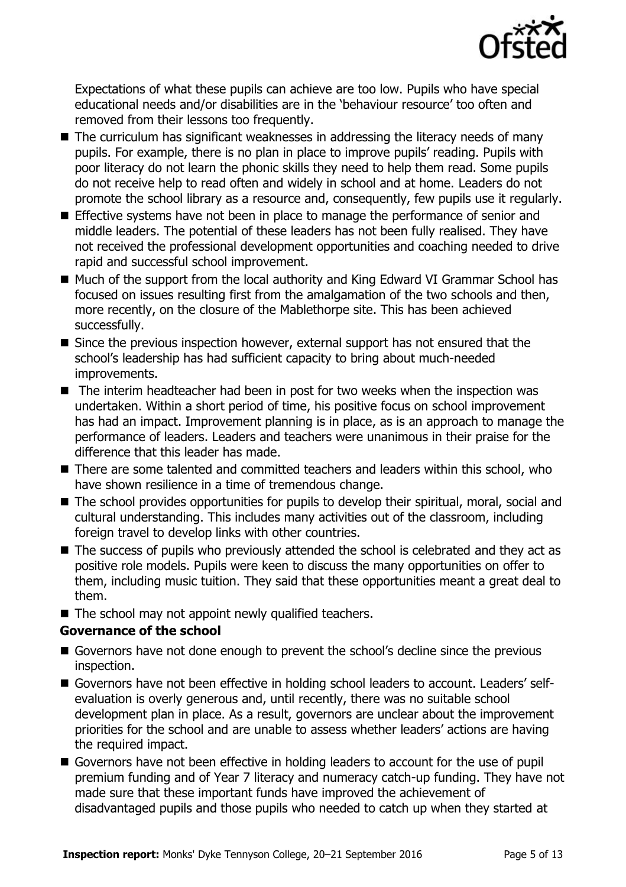Expectations of what these pupils can achieve are too low. Pupils who have special educational needs and/or disabilities are in the 'behaviour resource' too often and removed from their lessons too frequently.

- The curriculum has significant weaknesses in addressing the literacy needs of many pupils. For example, there is no plan in place to improve pupils' reading. Pupils with poor literacy do not learn the phonic skills they need to help them read. Some pupils do not receive help to read often and widely in school and at home. Leaders do not promote the school library as a resource and, consequently, few pupils use it regularly.
- Effective systems have not been in place to manage the performance of senior and middle leaders. The potential of these leaders has not been fully realised. They have not received the professional development opportunities and coaching needed to drive rapid and successful school improvement.
- Much of the support from the local authority and King Edward VI Grammar School has focused on issues resulting first from the amalgamation of the two schools and then, more recently, on the closure of the Mablethorpe site. This has been achieved successfully.
- Since the previous inspection however, external support has not ensured that the school's leadership has had sufficient capacity to bring about much-needed improvements.
- The interim headteacher had been in post for two weeks when the inspection was undertaken. Within a short period of time, his positive focus on school improvement has had an impact. Improvement planning is in place, as is an approach to manage the performance of leaders. Leaders and teachers were unanimous in their praise for the difference that this leader has made.
- There are some talented and committed teachers and leaders within this school, who have shown resilience in a time of tremendous change.
- The school provides opportunities for pupils to develop their spiritual, moral, social and cultural understanding. This includes many activities out of the classroom, including foreign travel to develop links with other countries.
- The success of pupils who previously attended the school is celebrated and they act as positive role models. Pupils were keen to discuss the many opportunities on offer to them, including music tuition. They said that these opportunities meant a great deal to them.
- The school may not appoint newly qualified teachers.

**Governance of the school**

- Governors have not done enough to prevent the school's decline since the previous inspection.
- Governors have not been effective in holding school leaders to account. Leaders' self-evaluation is overly generous and, until recently, there was no suitable school development plan in place. As a result, governors are unclear about the improvement priorities for the school and are unable to assess whether leaders' actions are having the required impact.
- Governors have not been effective in holding leaders to account for the use of pupil premium funding and of Year 7 literacy and numeracy catch-up funding. They have not made sure that these important funds have improved the achievement of disadvantaged pupils and those pupils who needed to catch up when they started at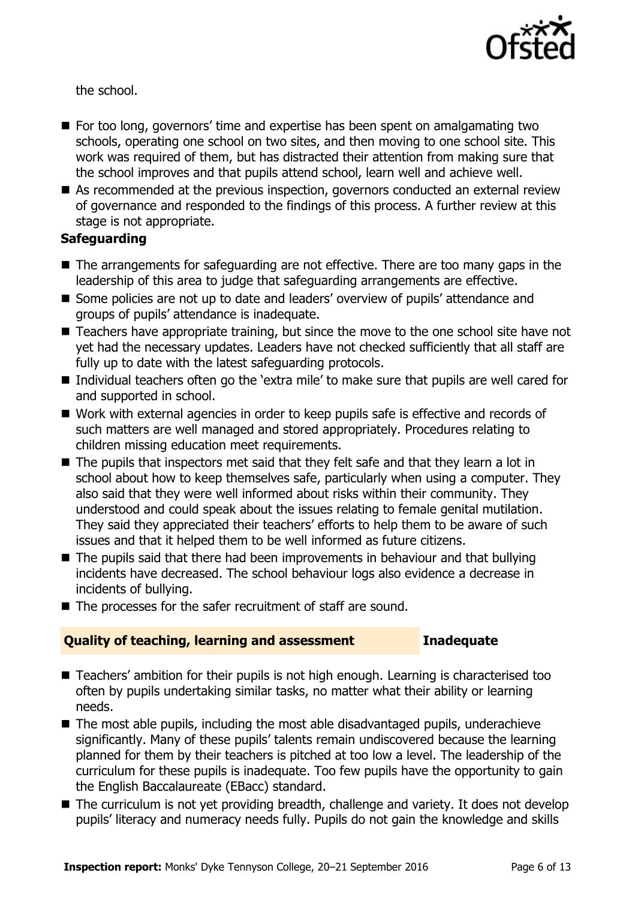the school.

- For too long, governors' time and expertise has been spent on amalgamating two schools, operating one school on two sites, and then moving to one school site. This work was required of them, but has distracted their attention from making sure that the school improves and that pupils attend school, learn well and achieve well.
- As recommended at the previous inspection, governors conducted an external review of governance and responded to the findings of this process. A further review at this stage is not appropriate.

**Safeguarding**

- The arrangements for safeguarding are not effective. There are too many gaps in the leadership of this area to judge that safeguarding arrangements are effective.
- Some policies are not up to date and leaders' overview of pupils' attendance and groups of pupils' attendance is inadequate.
- Teachers have appropriate training, but since the move to the one school site have not yet had the necessary updates. Leaders have not checked sufficiently that all staff are fully up to date with the latest safeguarding protocols.
- Individual teachers often go the 'extra mile' to make sure that pupils are well cared for and supported in school.
- Work with external agencies in order to keep pupils safe is effective and records of such matters are well managed and stored appropriately. Procedures relating to children missing education meet requirements.
- The pupils that inspectors met said that they felt safe and that they learn a lot in school about how to keep themselves safe, particularly when using a computer. They also said that they were well informed about risks within their community. They understood and could speak about the issues relating to female genital mutilation. They said they appreciated their teachers' efforts to help them to be aware of such issues and that it helped them to be well informed as future citizens.
- The pupils said that there had been improvements in behaviour and that bullying incidents have decreased. The school behaviour logs also evidence a decrease in incidents of bullying.
- The processes for the safer recruitment of staff are sound.

## Quality of teaching, learning and assessment — Inadequate

- Teachers' ambition for their pupils is not high enough. Learning is characterised too often by pupils undertaking similar tasks, no matter what their ability or learning needs.
- The most able pupils, including the most able disadvantaged pupils, underachieve significantly. Many of these pupils' talents remain undiscovered because the learning planned for them by their teachers is pitched at too low a level. The leadership of the curriculum for these pupils is inadequate. Too few pupils have the opportunity to gain the English Baccalaureate (EBacc) standard.
- The curriculum is not yet providing breadth, challenge and variety. It does not develop pupils' literacy and numeracy needs fully. Pupils do not gain the knowledge and skills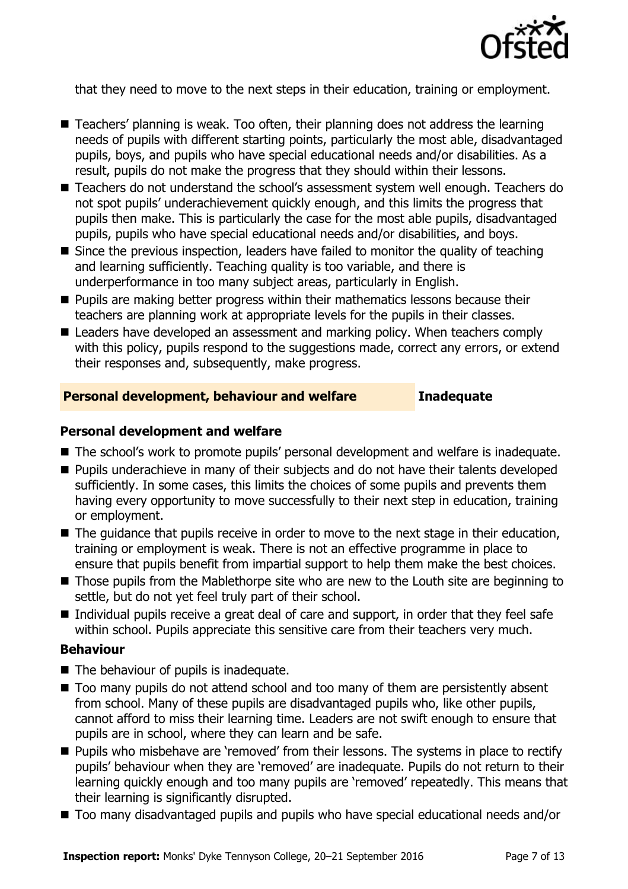that they need to move to the next steps in their education, training or employment.

- Teachers' planning is weak. Too often, their planning does not address the learning needs of pupils with different starting points, particularly the most able, disadvantaged pupils, boys, and pupils who have special educational needs and/or disabilities. As a result, pupils do not make the progress that they should within their lessons.
- Teachers do not understand the school's assessment system well enough. Teachers do not spot pupils' underachievement quickly enough, and this limits the progress that pupils then make. This is particularly the case for the most able pupils, disadvantaged pupils, pupils who have special educational needs and/or disabilities, and boys.
- Since the previous inspection, leaders have failed to monitor the quality of teaching and learning sufficiently. Teaching quality is too variable, and there is underperformance in too many subject areas, particularly in English.
- Pupils are making better progress within their mathematics lessons because their teachers are planning work at appropriate levels for the pupils in their classes.
- Leaders have developed an assessment and marking policy. When teachers comply with this policy, pupils respond to the suggestions made, correct any errors, or extend their responses and, subsequently, make progress.

## Personal development, behaviour and welfare — Inadequate

### Personal development and welfare

- The school's work to promote pupils' personal development and welfare is inadequate.
- Pupils underachieve in many of their subjects and do not have their talents developed sufficiently. In some cases, this limits the choices of some pupils and prevents them having every opportunity to move successfully to their next step in education, training or employment.
- The guidance that pupils receive in order to move to the next stage in their education, training or employment is weak. There is not an effective programme in place to ensure that pupils benefit from impartial support to help them make the best choices.
- Those pupils from the Mablethorpe site who are new to the Louth site are beginning to settle, but do not yet feel truly part of their school.
- Individual pupils receive a great deal of care and support, in order that they feel safe within school. Pupils appreciate this sensitive care from their teachers very much.

### Behaviour

- The behaviour of pupils is inadequate.
- Too many pupils do not attend school and too many of them are persistently absent from school. Many of these pupils are disadvantaged pupils who, like other pupils, cannot afford to miss their learning time. Leaders are not swift enough to ensure that pupils are in school, where they can learn and be safe.
- Pupils who misbehave are 'removed' from their lessons. The systems in place to rectify pupils' behaviour when they are 'removed' are inadequate. Pupils do not return to their learning quickly enough and too many pupils are 'removed' repeatedly. This means that their learning is significantly disrupted.
- Too many disadvantaged pupils and pupils who have special educational needs and/or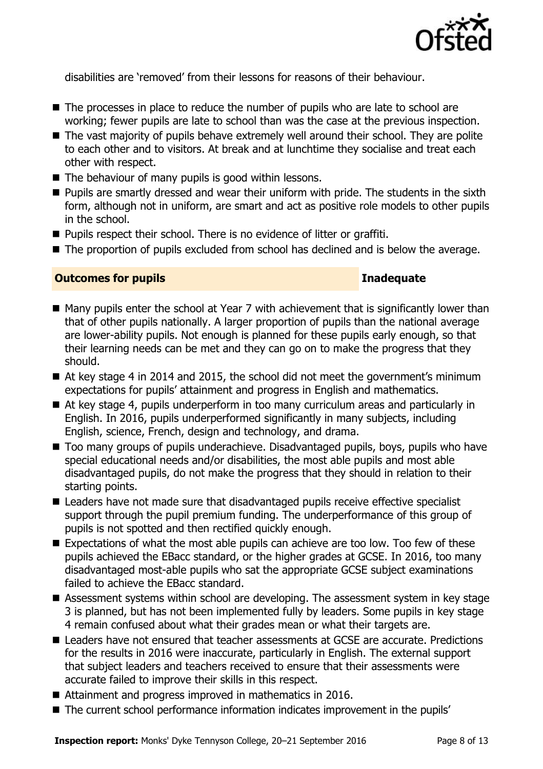disabilities are 'removed' from their lessons for reasons of their behaviour.

- The processes in place to reduce the number of pupils who are late to school are working; fewer pupils are late to school than was the case at the previous inspection.
- The vast majority of pupils behave extremely well around their school. They are polite to each other and to visitors. At break and at lunchtime they socialise and treat each other with respect.
- The behaviour of many pupils is good within lessons.
- Pupils are smartly dressed and wear their uniform with pride. The students in the sixth form, although not in uniform, are smart and act as positive role models to other pupils in the school.
- Pupils respect their school. There is no evidence of litter or graffiti.
- The proportion of pupils excluded from school has declined and is below the average.

## Outcomes for pupils — Inadequate

- Many pupils enter the school at Year 7 with achievement that is significantly lower than that of other pupils nationally. A larger proportion of pupils than the national average are lower-ability pupils. Not enough is planned for these pupils early enough, so that their learning needs can be met and they can go on to make the progress that they should.
- At key stage 4 in 2014 and 2015, the school did not meet the government's minimum expectations for pupils' attainment and progress in English and mathematics.
- At key stage 4, pupils underperform in too many curriculum areas and particularly in English. In 2016, pupils underperformed significantly in many subjects, including English, science, French, design and technology, and drama.
- Too many groups of pupils underachieve. Disadvantaged pupils, boys, pupils who have special educational needs and/or disabilities, the most able pupils and most able disadvantaged pupils, do not make the progress that they should in relation to their starting points.
- Leaders have not made sure that disadvantaged pupils receive effective specialist support through the pupil premium funding. The underperformance of this group of pupils is not spotted and then rectified quickly enough.
- Expectations of what the most able pupils can achieve are too low. Too few of these pupils achieved the EBacc standard, or the higher grades at GCSE. In 2016, too many disadvantaged most-able pupils who sat the appropriate GCSE subject examinations failed to achieve the EBacc standard.
- Assessment systems within school are developing. The assessment system in key stage 3 is planned, but has not been implemented fully by leaders. Some pupils in key stage 4 remain confused about what their grades mean or what their targets are.
- Leaders have not ensured that teacher assessments at GCSE are accurate. Predictions for the results in 2016 were inaccurate, particularly in English. The external support that subject leaders and teachers received to ensure that their assessments were accurate failed to improve their skills in this respect.
- Attainment and progress improved in mathematics in 2016.
- The current school performance information indicates improvement in the pupils'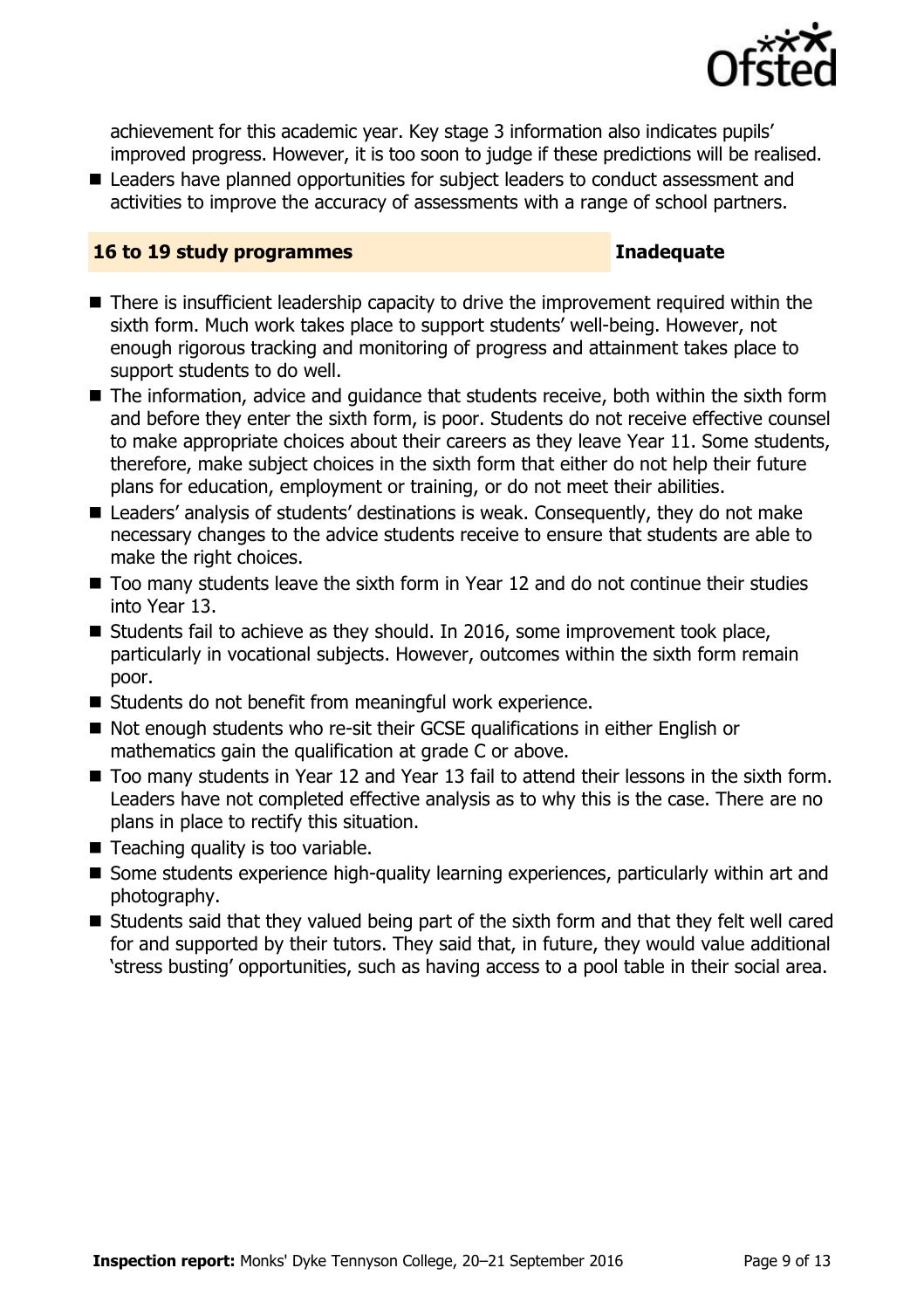achievement for this academic year. Key stage 3 information also indicates pupils' improved progress. However, it is too soon to judge if these predictions will be realised.

- Leaders have planned opportunities for subject leaders to conduct assessment and activities to improve the accuracy of assessments with a range of school partners.

## 16 to 19 study programmes — Inadequate

- There is insufficient leadership capacity to drive the improvement required within the sixth form. Much work takes place to support students' well-being. However, not enough rigorous tracking and monitoring of progress and attainment takes place to support students to do well.
- The information, advice and guidance that students receive, both within the sixth form and before they enter the sixth form, is poor. Students do not receive effective counsel to make appropriate choices about their careers as they leave Year 11. Some students, therefore, make subject choices in the sixth form that either do not help their future plans for education, employment or training, or do not meet their abilities.
- Leaders' analysis of students' destinations is weak. Consequently, they do not make necessary changes to the advice students receive to ensure that students are able to make the right choices.
- Too many students leave the sixth form in Year 12 and do not continue their studies into Year 13.
- Students fail to achieve as they should. In 2016, some improvement took place, particularly in vocational subjects. However, outcomes within the sixth form remain poor.
- Students do not benefit from meaningful work experience.
- Not enough students who re-sit their GCSE qualifications in either English or mathematics gain the qualification at grade C or above.
- Too many students in Year 12 and Year 13 fail to attend their lessons in the sixth form. Leaders have not completed effective analysis as to why this is the case. There are no plans in place to rectify this situation.
- Teaching quality is too variable.
- Some students experience high-quality learning experiences, particularly within art and photography.
- Students said that they valued being part of the sixth form and that they felt well cared for and supported by their tutors. They said that, in future, they would value additional 'stress busting' opportunities, such as having access to a pool table in their social area.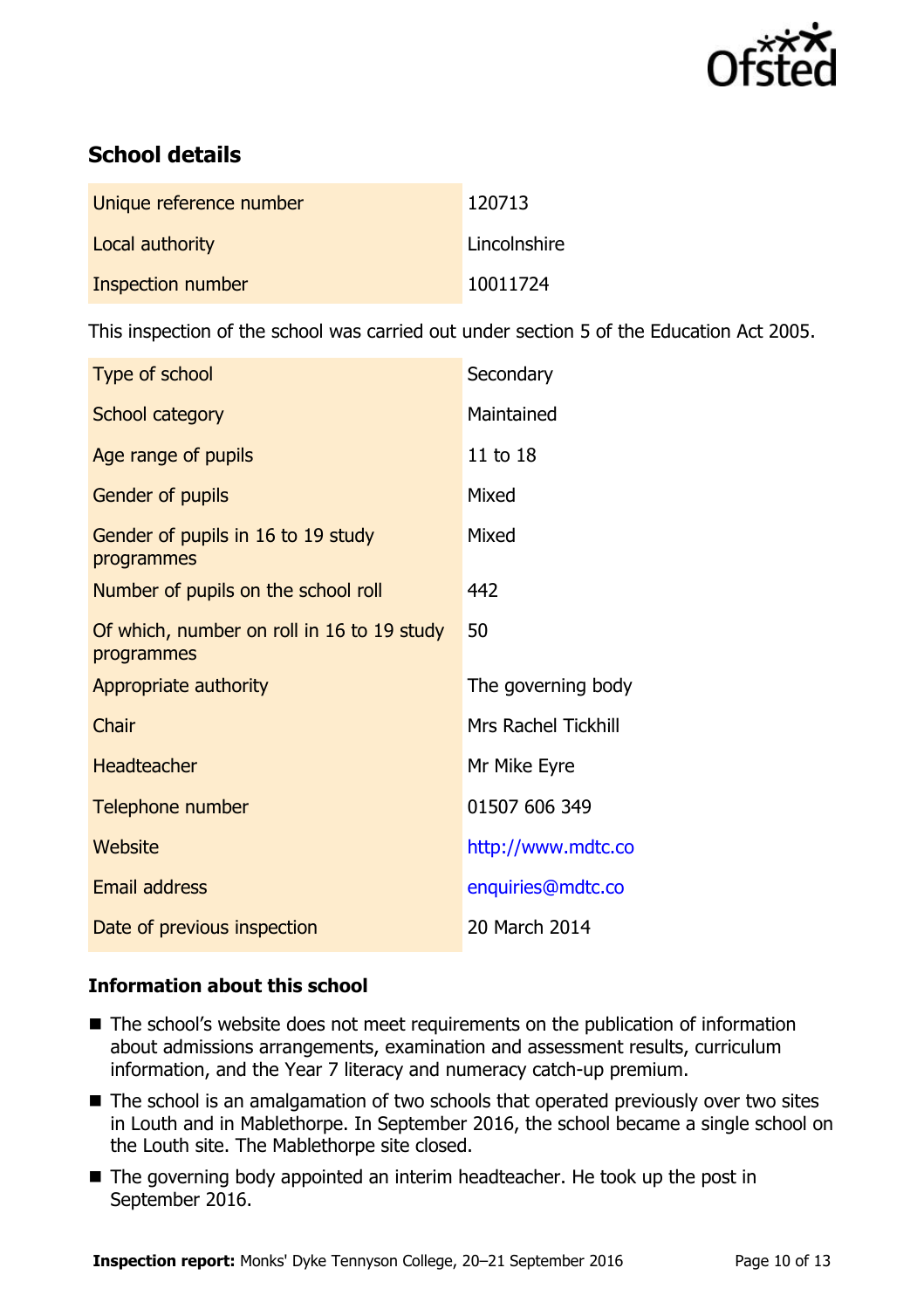## School details

| | |
|---|---|
| Unique reference number | 120713 |
| Local authority | Lincolnshire |
| Inspection number | 10011724 |

This inspection of the school was carried out under section 5 of the Education Act 2005.

| | |
|---|---|
| Type of school | Secondary |
| School category | Maintained |
| Age range of pupils | 11 to 18 |
| Gender of pupils | Mixed |
| Gender of pupils in 16 to 19 study programmes | Mixed |
| Number of pupils on the school roll | 442 |
| Of which, number on roll in 16 to 19 study programmes | 50 |
| Appropriate authority | The governing body |
| Chair | Mrs Rachel Tickhill |
| Headteacher | Mr Mike Eyre |
| Telephone number | 01507 606 349 |
| Website | http://www.mdtc.co |
| Email address | enquiries@mdtc.co |
| Date of previous inspection | 20 March 2014 |

### Information about this school

- The school's website does not meet requirements on the publication of information about admissions arrangements, examination and assessment results, curriculum information, and the Year 7 literacy and numeracy catch-up premium.
- The school is an amalgamation of two schools that operated previously over two sites in Louth and in Mablethorpe. In September 2016, the school became a single school on the Louth site. The Mablethorpe site closed.
- The governing body appointed an interim headteacher. He took up the post in September 2016.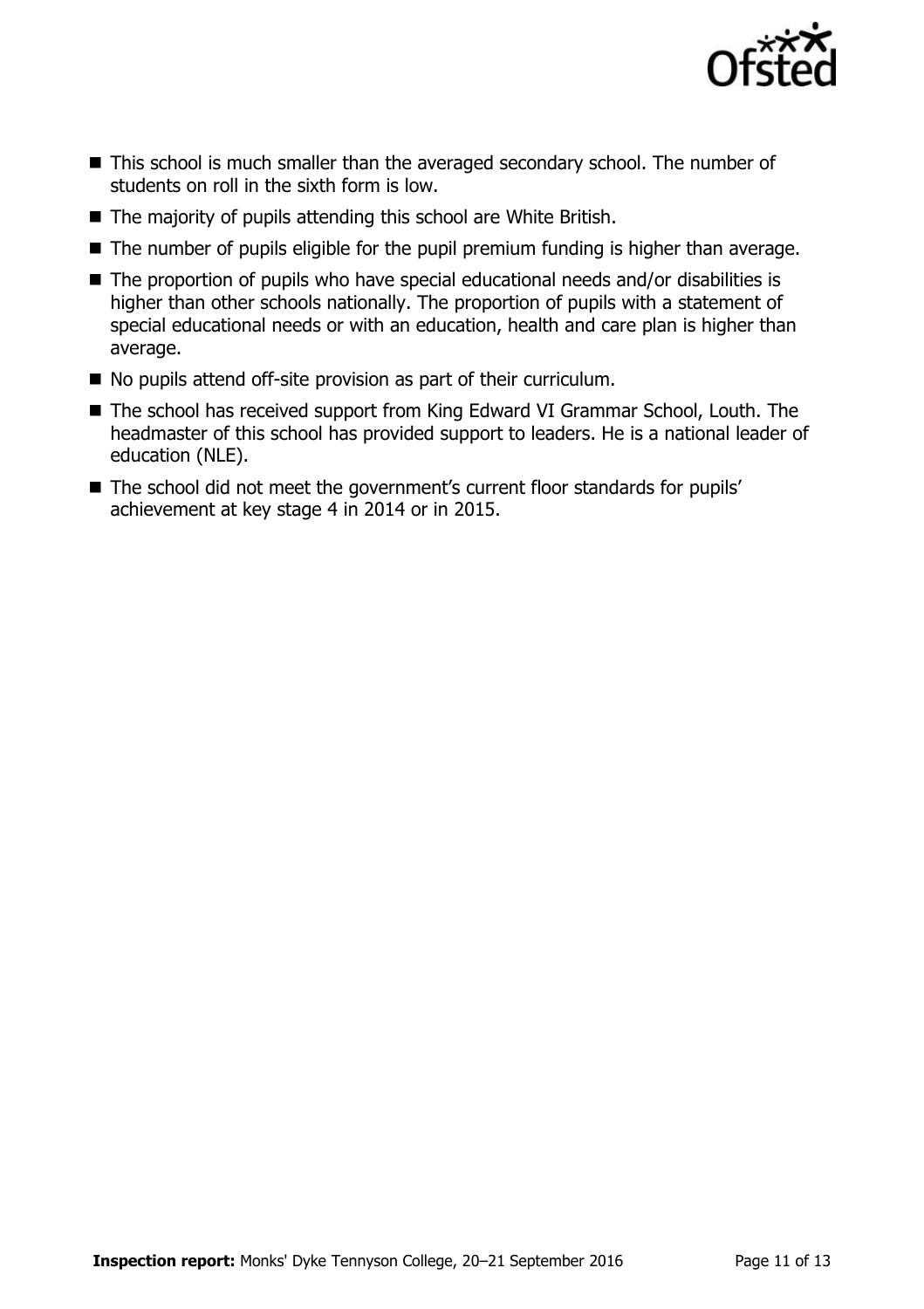- This school is much smaller than the averaged secondary school. The number of students on roll in the sixth form is low.
- The majority of pupils attending this school are White British.
- The number of pupils eligible for the pupil premium funding is higher than average.
- The proportion of pupils who have special educational needs and/or disabilities is higher than other schools nationally. The proportion of pupils with a statement of special educational needs or with an education, health and care plan is higher than average.
- No pupils attend off-site provision as part of their curriculum.
- The school has received support from King Edward VI Grammar School, Louth. The headmaster of this school has provided support to leaders. He is a national leader of education (NLE).
- The school did not meet the government's current floor standards for pupils' achievement at key stage 4 in 2014 or in 2015.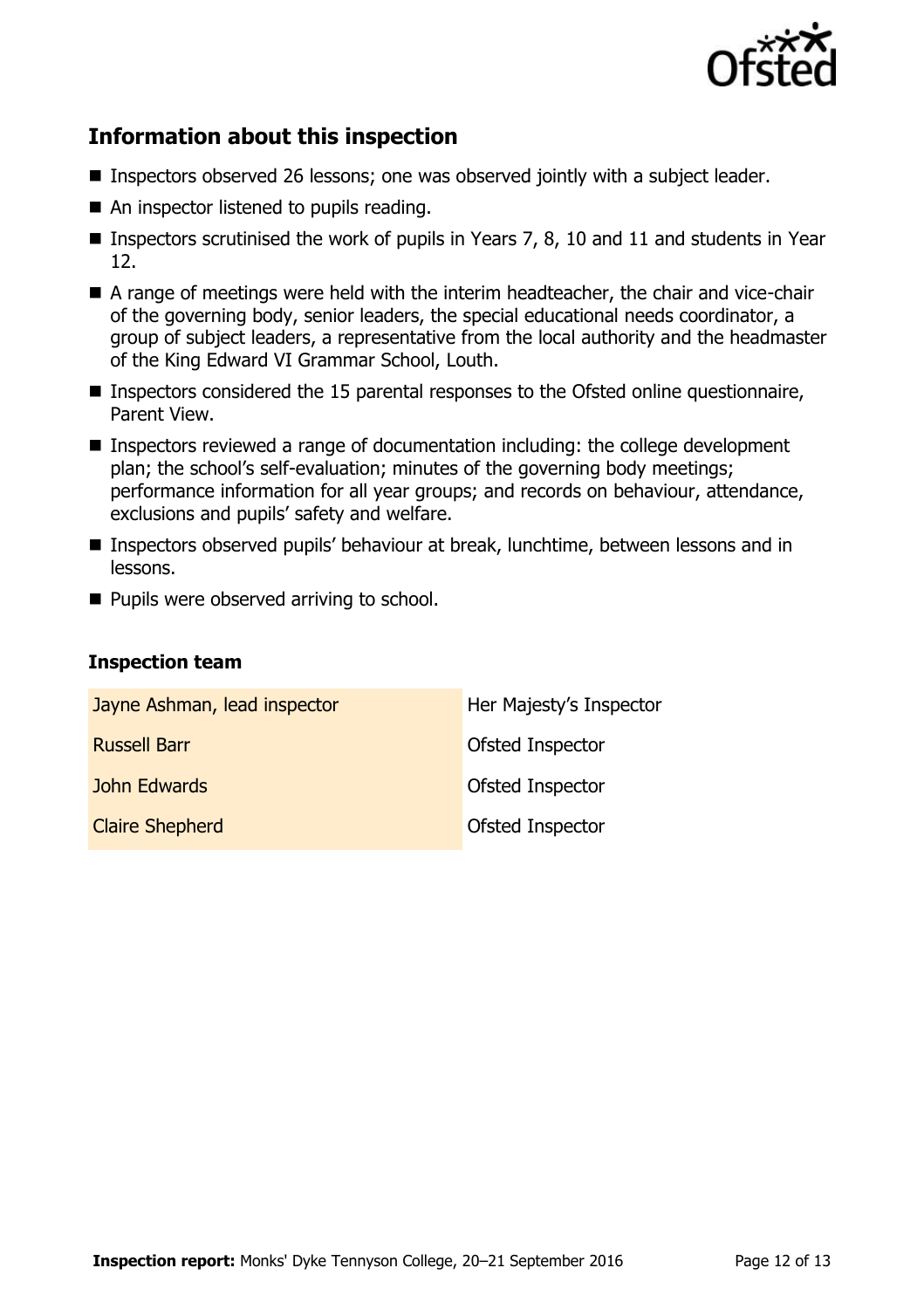## Information about this inspection

- Inspectors observed 26 lessons; one was observed jointly with a subject leader.
- An inspector listened to pupils reading.
- Inspectors scrutinised the work of pupils in Years 7, 8, 10 and 11 and students in Year 12.
- A range of meetings were held with the interim headteacher, the chair and vice-chair of the governing body, senior leaders, the special educational needs coordinator, a group of subject leaders, a representative from the local authority and the headmaster of the King Edward VI Grammar School, Louth.
- Inspectors considered the 15 parental responses to the Ofsted online questionnaire, Parent View.
- Inspectors reviewed a range of documentation including: the college development plan; the school's self-evaluation; minutes of the governing body meetings; performance information for all year groups; and records on behaviour, attendance, exclusions and pupils' safety and welfare.
- Inspectors observed pupils' behaviour at break, lunchtime, between lessons and in lessons.
- Pupils were observed arriving to school.

### Inspection team

| | |
|---|---|
| Jayne Ashman, lead inspector | Her Majesty's Inspector |
| Russell Barr | Ofsted Inspector |
| John Edwards | Ofsted Inspector |
| Claire Shepherd | Ofsted Inspector |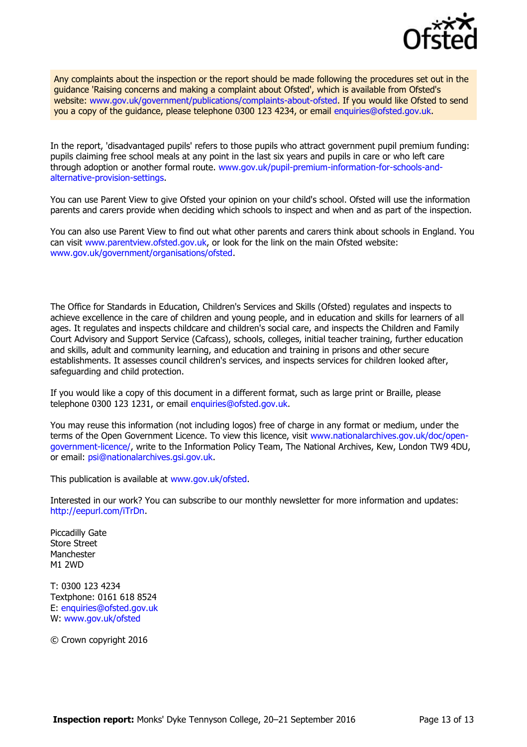Any complaints about the inspection or the report should be made following the procedures set out in the guidance 'Raising concerns and making a complaint about Ofsted', which is available from Ofsted's website: www.gov.uk/government/publications/complaints-about-ofsted. If you would like Ofsted to send you a copy of the guidance, please telephone 0300 123 4234, or email enquiries@ofsted.gov.uk.

In the report, 'disadvantaged pupils' refers to those pupils who attract government pupil premium funding: pupils claiming free school meals at any point in the last six years and pupils in care or who left care through adoption or another formal route. www.gov.uk/pupil-premium-information-for-schools-and-alternative-provision-settings.

You can use Parent View to give Ofsted your opinion on your child's school. Ofsted will use the information parents and carers provide when deciding which schools to inspect and when and as part of the inspection.

You can also use Parent View to find out what other parents and carers think about schools in England. You can visit www.parentview.ofsted.gov.uk, or look for the link on the main Ofsted website: www.gov.uk/government/organisations/ofsted.

The Office for Standards in Education, Children's Services and Skills (Ofsted) regulates and inspects to achieve excellence in the care of children and young people, and in education and skills for learners of all ages. It regulates and inspects childcare and children's social care, and inspects the Children and Family Court Advisory and Support Service (Cafcass), schools, colleges, initial teacher training, further education and skills, adult and community learning, and education and training in prisons and other secure establishments. It assesses council children's services, and inspects services for children looked after, safeguarding and child protection.

If you would like a copy of this document in a different format, such as large print or Braille, please telephone 0300 123 1231, or email enquiries@ofsted.gov.uk.

You may reuse this information (not including logos) free of charge in any format or medium, under the terms of the Open Government Licence. To view this licence, visit www.nationalarchives.gov.uk/doc/open-government-licence/, write to the Information Policy Team, The National Archives, Kew, London TW9 4DU, or email: psi@nationalarchives.gsi.gov.uk.

This publication is available at www.gov.uk/ofsted.

Interested in our work? You can subscribe to our monthly newsletter for more information and updates: http://eepurl.com/iTrDn.

Piccadilly Gate
Store Street
Manchester
M1 2WD

T: 0300 123 4234
Textphone: 0161 618 8524
E: enquiries@ofsted.gov.uk
W: www.gov.uk/ofsted

© Crown copyright 2016